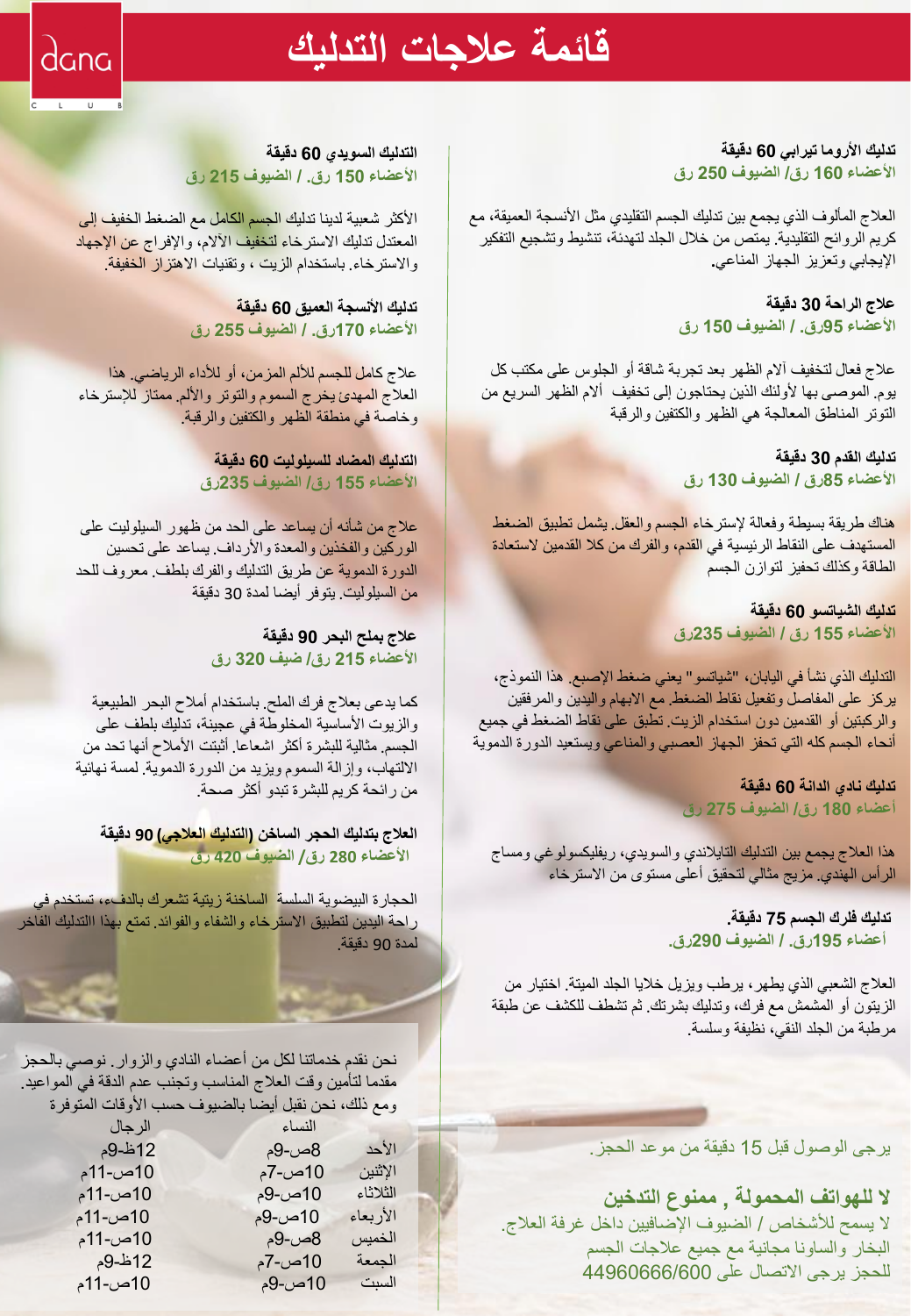dana CLUB

# قائمة علاجات التدليك

### تدليك الأروما تيرابي 60 دقيقة
**الأعضاء 160 رق/ الضيوف 250 رق**

العلاج المألوف الذي يجمع بين تدليك الجسم التقليدي مثل الأنسجة العميقة، مع كريم الروائح التقليدية. يمتص من خلال الجلد لتهدئة، تنشيط وتشجيع التفكير الإيجابي وتعزيز الجهاز المناعي.

### علاج الراحة 30 دقيقة
**الأعضاء 95رق. / الضيوف 150 رق**

علاج فعال لتخفيف آلام الظهر بعد تجربة شاقة أو الجلوس على مكتب كل يوم. الموصى بها لأولئك الذين يحتاجون إلى تخفيف آلام الظهر السريع من التوتر المناطق المعالجة هي الظهر والكتفين والرقبة

### تدليك القدم 30 دقيقة
**الأعضاء 85رق / الضيوف 130 رق**

هناك طريقة بسيطة وفعالة لإسترخاء الجسم والعقل. يشمل تطبيق الضغط المستهدف على النقاط الرئيسية في القدم، والفرك من كلا القدمين لاستعادة الطاقة وكذلك تحفيز لتوازن الجسم

### تدليك الشياتسو 60 دقيقة
**الأعضاء 155 رق / الضيوف 235رق**

التدليك الذي نشأ في اليابان، "شياتسو" يعني ضغط الإصبع. هذا النموذج، يركز على المفاصل وتفعيل نقاط الضغط. مع الابهام واليدين والمرفقين والركبتين أو القدمين دون استخدام الزيت. تطبق على نقاط الضغط في جميع أنحاء الجسم كله التي تحفز الجهاز العصبي والمناعي ويستعيد الدورة الدموية

### تدليك نادي الدانة 60 دقيقة
**أعضاء 180 رق/ الضيوف 275 رق**

هذا العلاج يجمع بين التدليك التايلاندي والسويدي، ريفليكسولوغي ومساج الرأس الهندي. مزيج مثالي لتحقيق أعلى مستوى من الاسترخاء

### تدليك فلرك الجسم 75 دقيقة.
**أعضاء 195رق. / الضيوف 290رق.**

العلاج الشعبي الذي يطهر، يرطب ويزيل خلايا الجلد الميتة. اختيار من الزيتون أو المشمش مع فرك، وتدليك بشرتك. ثم تشطف للكشف عن طبقة مرطبة من الجلد النقي، نظيفة وسلسة.

### التدليك السويدي 60 دقيقة
**الأعضاء 150 رق. / الضيوف 215 رق**

الأكثر شعبية لدينا تدليك الجسم الكامل مع الضغط الخفيف إلى المعتدل تدليك الاسترخاء لتخفيف الآلام، والإفراج عن الإجهاد والاسترخاء. باستخدام الزيت ، وتقنيات الاهتزاز الخفيفة.

### تدليك الأنسجة العميق 60 دقيقة
**الأعضاء 170رق. / الضيوف 255 رق**

علاج كامل للجسم للألم المزمن، أو للأداء الرياضي. هذا العلاج المهدئ يخرج السموم والتوتر والألم. ممتاز للإسترخاء وخاصة في منطقة الظهر والكتفين والرقبة.

### التدليك المضاد للسيلوليت 60 دقيقة
**الأعضاء 155 رق/ الضيوف 235رق**

علاج من شأنه أن يساعد على الحد من ظهور السيلوليت على الوركين والفخذين والمعدة والأرداف. يساعد على تحسين الدورة الدموية عن طريق التدليك والفرك بلطف. معروف للحد من السيلوليت. يتوفر أيضا لمدة 30 دقيقة

### علاج بملح البحر 90 دقيقة
**الأعضاء 215 رق/ ضيف 320 رق**

كما يدعى بعلاج فرك الملح. باستخدام أملاح البحر الطبيعية والزيوت الأساسية المخلوطة في عجينة، تدليك بلطف على الجسم. مثالية للبشرة أكثر اشعاعا. أثبتت الأملاح أنها تحد من الالتهاب، وإزالة السموم ويزيد من الدورة الدموية. لمسة نهائية من رائحة كريم للبشرة تبدو أكثر صحة.

### العلاج بتدليك الحجر الساخن (التدليك العلاجي) 90 دقيقة
**الأعضاء 280 رق/ الضيوف 420 رق**

الحجارة البيضوية السلسة الساخنة زيتية تشعرك بالدفء، تستخدم في راحة اليدين لتطبيق الاسترخاء والشفاء والفوائد. تمتع بهذا التدليك الفاخر لمدة 90 دقيقة.

نحن نقدم خدماتنا لكل من أعضاء النادي والزوار. نوصي بالحجز مقدما لتأمين وقت العلاج المناسب وتجنب عدم الدقة في المواعيد. ومع ذلك، نحن نقبل أيضا بالضيوف حسب الأوقات المتوفرة

| | النساء | الرجال |
|---|---|---|
| الأحد | 8ص-9م | 12ظ-9م |
| الإثنين | 10ص-7م | 10ص-11م |
| الثلاثاء | 10ص-9م | 10ص-11م |
| الأربعاء | 10ص-9م | 10ص-11م |
| الخميس | 8ص-9م | 10ص-11م |
| الجمعة | 10ص-7م | 12ظ-9م |
| السبت | 10ص-9م | 10ص-11م |

يرجى الوصول قبل 15 دقيقة من موعد الحجز.

**لا للهواتف المحمولة , ممنوع التدخين**

لا يسمح للأشخاص / الضيوف الإضافيين داخل غرفة العلاج.

البخار والساونا مجانية مع جميع علاجات الجسم

للحجز يرجى الاتصال على 44960666/600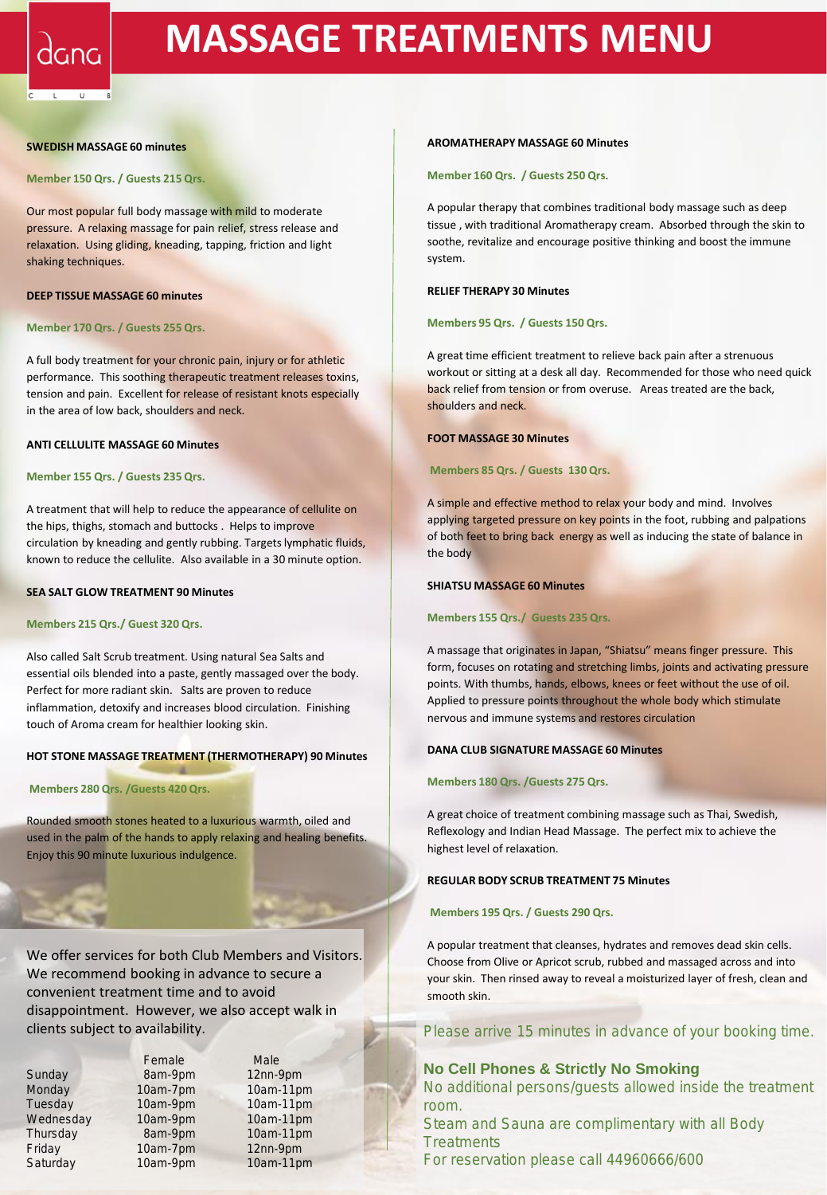# MASSAGE TREATMENTS MENU

**SWEDISH MASSAGE 60 minutes**

**Member 150 Qrs. / Guests 215 Qrs.**

Our most popular full body massage with mild to moderate pressure. A relaxing massage for pain relief, stress release and relaxation. Using gliding, kneading, tapping, friction and light shaking techniques.

**DEEP TISSUE MASSAGE 60 minutes**

**Member 170 Qrs. / Guests 255 Qrs.**

A full body treatment for your chronic pain, injury or for athletic performance. This soothing therapeutic treatment releases toxins, tension and pain. Excellent for release of resistant knots especially in the area of low back, shoulders and neck.

**ANTI CELLULITE MASSAGE 60 Minutes**

**Member 155 Qrs. / Guests 235 Qrs.**

A treatment that will help to reduce the appearance of cellulite on the hips, thighs, stomach and buttocks . Helps to improve circulation by kneading and gently rubbing. Targets lymphatic fluids, known to reduce the cellulite. Also available in a 30 minute option.

**SEA SALT GLOW TREATMENT 90 Minutes**

**Members 215 Qrs./ Guest 320 Qrs.**

Also called Salt Scrub treatment. Using natural Sea Salts and essential oils blended into a paste, gently massaged over the body. Perfect for more radiant skin. Salts are proven to reduce inflammation, detoxify and increases blood circulation. Finishing touch of Aroma cream for healthier looking skin.

**HOT STONE MASSAGE TREATMENT (THERMOTHERAPY) 90 Minutes**

**Members 280 Qrs. /Guests 420 Qrs.**

Rounded smooth stones heated to a luxurious warmth, oiled and used in the palm of the hands to apply relaxing and healing benefits. Enjoy this 90 minute luxurious indulgence.

We offer services for both Club Members and Visitors. We recommend booking in advance to secure a convenient treatment time and to avoid disappointment. However, we also accept walk in clients subject to availability.

| | Female | Male |
|---|---|---|
| Sunday | 8am-9pm | 12nn-9pm |
| Monday | 10am-7pm | 10am-11pm |
| Tuesday | 10am-9pm | 10am-11pm |
| Wednesday | 10am-9pm | 10am-11pm |
| Thursday | 8am-9pm | 10am-11pm |
| Friday | 10am-7pm | 12nn-9pm |
| Saturday | 10am-9pm | 10am-11pm |

**AROMATHERAPY MASSAGE 60 Minutes**

**Member 160 Qrs. / Guests 250 Qrs.**

A popular therapy that combines traditional body massage such as deep tissue , with traditional Aromatherapy cream. Absorbed through the skin to soothe, revitalize and encourage positive thinking and boost the immune system.

**RELIEF THERAPY 30 Minutes**

**Members 95 Qrs. / Guests 150 Qrs.**

A great time efficient treatment to relieve back pain after a strenuous workout or sitting at a desk all day. Recommended for those who need quick back relief from tension or from overuse. Areas treated are the back, shoulders and neck.

**FOOT MASSAGE 30 Minutes**

**Members 85 Qrs. / Guests 130 Qrs.**

A simple and effective method to relax your body and mind. Involves applying targeted pressure on key points in the foot, rubbing and palpations of both feet to bring back energy as well as inducing the state of balance in the body

**SHIATSU MASSAGE 60 Minutes**

**Members 155 Qrs./ Guests 235 Qrs.**

A massage that originates in Japan, "Shiatsu" means finger pressure. This form, focuses on rotating and stretching limbs, joints and activating pressure points. With thumbs, hands, elbows, knees or feet without the use of oil. Applied to pressure points throughout the whole body which stimulate nervous and immune systems and restores circulation

**DANA CLUB SIGNATURE MASSAGE 60 Minutes**

**Members 180 Qrs. /Guests 275 Qrs.**

A great choice of treatment combining massage such as Thai, Swedish, Reflexology and Indian Head Massage. The perfect mix to achieve the highest level of relaxation.

**REGULAR BODY SCRUB TREATMENT 75 Minutes**

**Members 195 Qrs. / Guests 290 Qrs.**

A popular treatment that cleanses, hydrates and removes dead skin cells. Choose from Olive or Apricot scrub, rubbed and massaged across and into your skin. Then rinsed away to reveal a moisturized layer of fresh, clean and smooth skin.

Please arrive 15 minutes in advance of your booking time.

**No Cell Phones & Strictly No Smoking**

No additional persons/guests allowed inside the treatment room.

Steam and Sauna are complimentary with all Body Treatments

For reservation please call 44960666/600